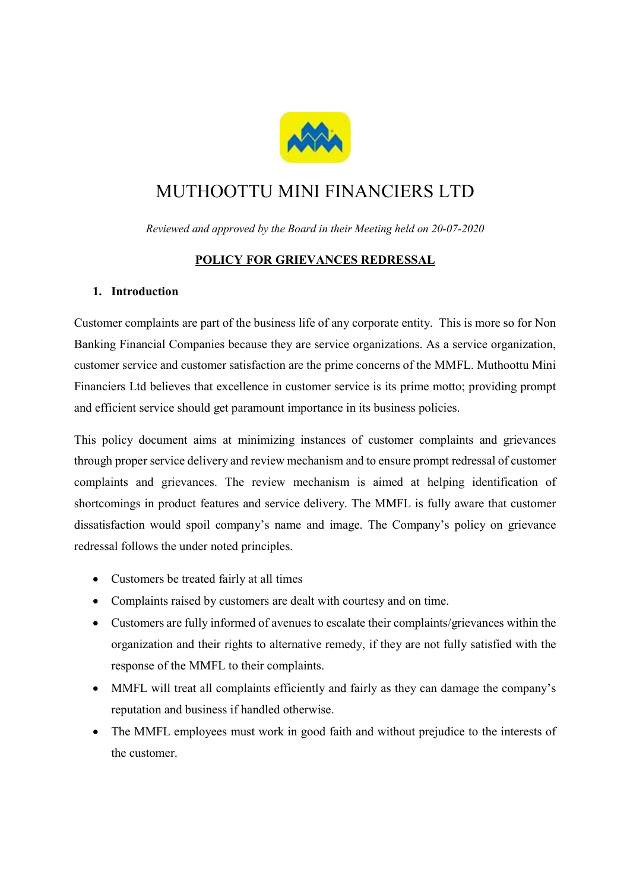# MUTHOOTTU MINI FINANCIERS LTD

*Reviewed and approved by the Board in their Meeting held on 20-07-2020*

## POLICY FOR GRIEVANCES REDRESSAL

### 1. Introduction

Customer complaints are part of the business life of any corporate entity. This is more so for Non Banking Financial Companies because they are service organizations. As a service organization, customer service and customer satisfaction are the prime concerns of the MMFL. Muthoottu Mini Financiers Ltd believes that excellence in customer service is its prime motto; providing prompt and efficient service should get paramount importance in its business policies.

This policy document aims at minimizing instances of customer complaints and grievances through proper service delivery and review mechanism and to ensure prompt redressal of customer complaints and grievances. The review mechanism is aimed at helping identification of shortcomings in product features and service delivery. The MMFL is fully aware that customer dissatisfaction would spoil company's name and image. The Company's policy on grievance redressal follows the under noted principles.

- Customers be treated fairly at all times
- Complaints raised by customers are dealt with courtesy and on time.
- Customers are fully informed of avenues to escalate their complaints/grievances within the organization and their rights to alternative remedy, if they are not fully satisfied with the response of the MMFL to their complaints.
- MMFL will treat all complaints efficiently and fairly as they can damage the company's reputation and business if handled otherwise.
- The MMFL employees must work in good faith and without prejudice to the interests of the customer.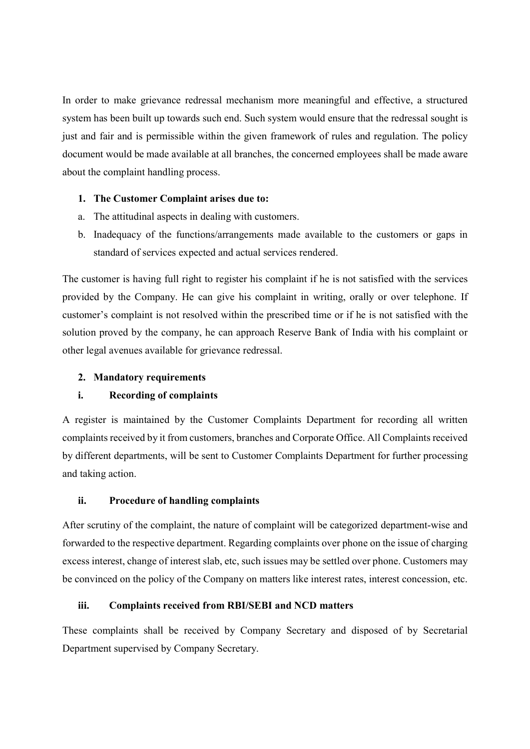In order to make grievance redressal mechanism more meaningful and effective, a structured system has been built up towards such end. Such system would ensure that the redressal sought is just and fair and is permissible within the given framework of rules and regulation. The policy document would be made available at all branches, the concerned employees shall be made aware about the complaint handling process.

1. **The Customer Complaint arises due to:**

   a. The attitudinal aspects in dealing with customers.

   b. Inadequacy of the functions/arrangements made available to the customers or gaps in standard of services expected and actual services rendered.

The customer is having full right to register his complaint if he is not satisfied with the services provided by the Company. He can give his complaint in writing, orally or over telephone. If customer's complaint is not resolved within the prescribed time or if he is not satisfied with the solution proved by the company, he can approach Reserve Bank of India with his complaint or other legal avenues available for grievance redressal.

2. **Mandatory requirements**

**i. Recording of complaints**

A register is maintained by the Customer Complaints Department for recording all written complaints received by it from customers, branches and Corporate Office. All Complaints received by different departments, will be sent to Customer Complaints Department for further processing and taking action.

**ii. Procedure of handling complaints**

After scrutiny of the complaint, the nature of complaint will be categorized department-wise and forwarded to the respective department. Regarding complaints over phone on the issue of charging excess interest, change of interest slab, etc, such issues may be settled over phone. Customers may be convinced on the policy of the Company on matters like interest rates, interest concession, etc.

**iii. Complaints received from RBI/SEBI and NCD matters**

These complaints shall be received by Company Secretary and disposed of by Secretarial Department supervised by Company Secretary.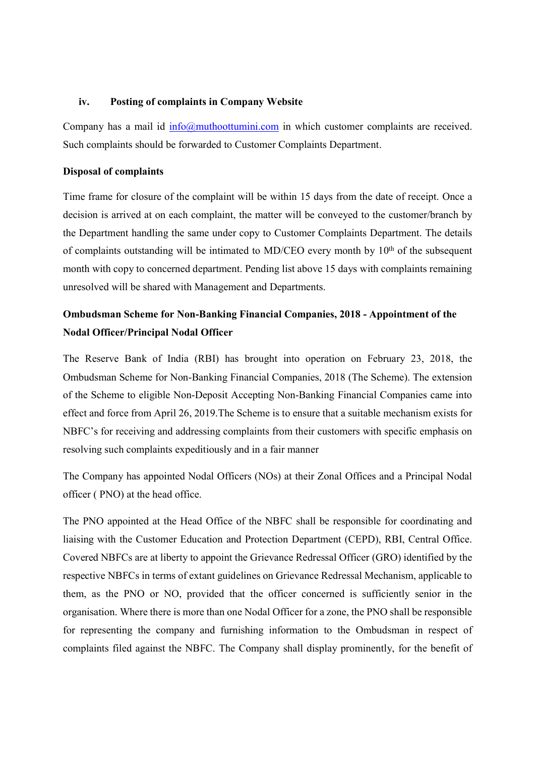### iv. Posting of complaints in Company Website

Company has a mail id info@muthoottumini.com in which customer complaints are received. Such complaints should be forwarded to Customer Complaints Department.

**Disposal of complaints**

Time frame for closure of the complaint will be within 15 days from the date of receipt. Once a decision is arrived at on each complaint, the matter will be conveyed to the customer/branch by the Department handling the same under copy to Customer Complaints Department. The details of complaints outstanding will be intimated to MD/CEO every month by 10th of the subsequent month with copy to concerned department. Pending list above 15 days with complaints remaining unresolved will be shared with Management and Departments.

**Ombudsman Scheme for Non-Banking Financial Companies, 2018 - Appointment of the Nodal Officer/Principal Nodal Officer**

The Reserve Bank of India (RBI) has brought into operation on February 23, 2018, the Ombudsman Scheme for Non-Banking Financial Companies, 2018 (The Scheme). The extension of the Scheme to eligible Non-Deposit Accepting Non-Banking Financial Companies came into effect and force from April 26, 2019.The Scheme is to ensure that a suitable mechanism exists for NBFC's for receiving and addressing complaints from their customers with specific emphasis on resolving such complaints expeditiously and in a fair manner

The Company has appointed Nodal Officers (NOs) at their Zonal Offices and a Principal Nodal officer ( PNO) at the head office.

The PNO appointed at the Head Office of the NBFC shall be responsible for coordinating and liaising with the Customer Education and Protection Department (CEPD), RBI, Central Office. Covered NBFCs are at liberty to appoint the Grievance Redressal Officer (GRO) identified by the respective NBFCs in terms of extant guidelines on Grievance Redressal Mechanism, applicable to them, as the PNO or NO, provided that the officer concerned is sufficiently senior in the organisation. Where there is more than one Nodal Officer for a zone, the PNO shall be responsible for representing the company and furnishing information to the Ombudsman in respect of complaints filed against the NBFC. The Company shall display prominently, for the benefit of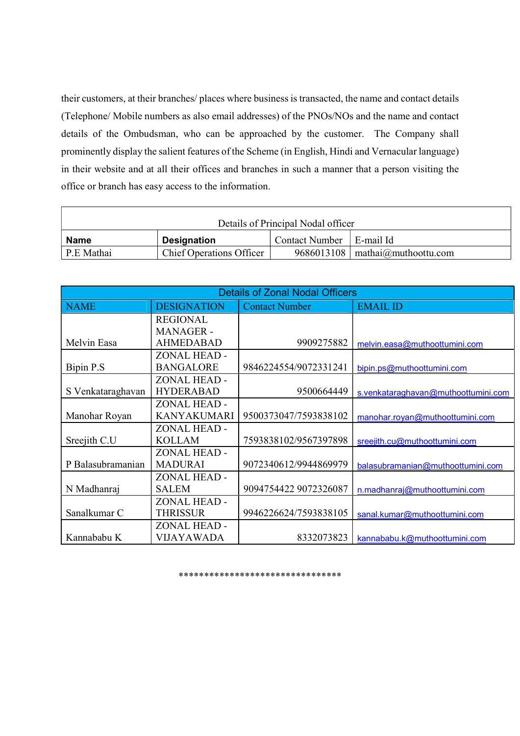their customers, at their branches/ places where business is transacted, the name and contact details (Telephone/ Mobile numbers as also email addresses) of the PNOs/NOs and the name and contact details of the Ombudsman, who can be approached by the customer. The Company shall prominently display the salient features of the Scheme (in English, Hindi and Vernacular language) in their website and at all their offices and branches in such a manner that a person visiting the office or branch has easy access to the information.

| Details of Principal Nodal officer | | | |
|---|---|---|---|
| **Name** | **Designation** | Contact Number | E-mail Id |
| P.E Mathai | Chief Operations Officer | 9686013108 | mathai@muthoottu.com |

| Details of Zonal Nodal Officers | | | |
|---|---|---|---|
| NAME | DESIGNATION | Contact Number | EMAIL ID |
| Melvin Easa | REGIONAL MANAGER - AHMEDABAD | 9909275882 | melvin.easa@muthoottumini.com |
| Bipin P.S | ZONAL HEAD - BANGALORE | 9846224554/9072331241 | bipin.ps@muthoottumini.com |
| S Venkataraghavan | ZONAL HEAD - HYDERABAD | 9500664449 | s.venkataraghavan@muthoottumini.com |
| Manohar Royan | ZONAL HEAD - KANYAKUMARI | 9500373047/7593838102 | manohar.royan@muthoottumini.com |
| Sreejith C.U | ZONAL HEAD - KOLLAM | 7593838102/9567397898 | sreejith.cu@muthoottumini.com |
| P Balasubramanian | ZONAL HEAD - MADURAI | 9072340612/9944869979 | balasubramanian@muthoottumini.com |
| N Madhanraj | ZONAL HEAD - SALEM | 9094754422 9072326087 | n.madhanraj@muthoottumini.com |
| Sanalkumar C | ZONAL HEAD - THRISSUR | 9946226624/7593838105 | sanal.kumar@muthoottumini.com |
| Kannababu K | ZONAL HEAD - VIJAYAWADA | 8332073823 | kannababu.k@muthoottumini.com |

********************************